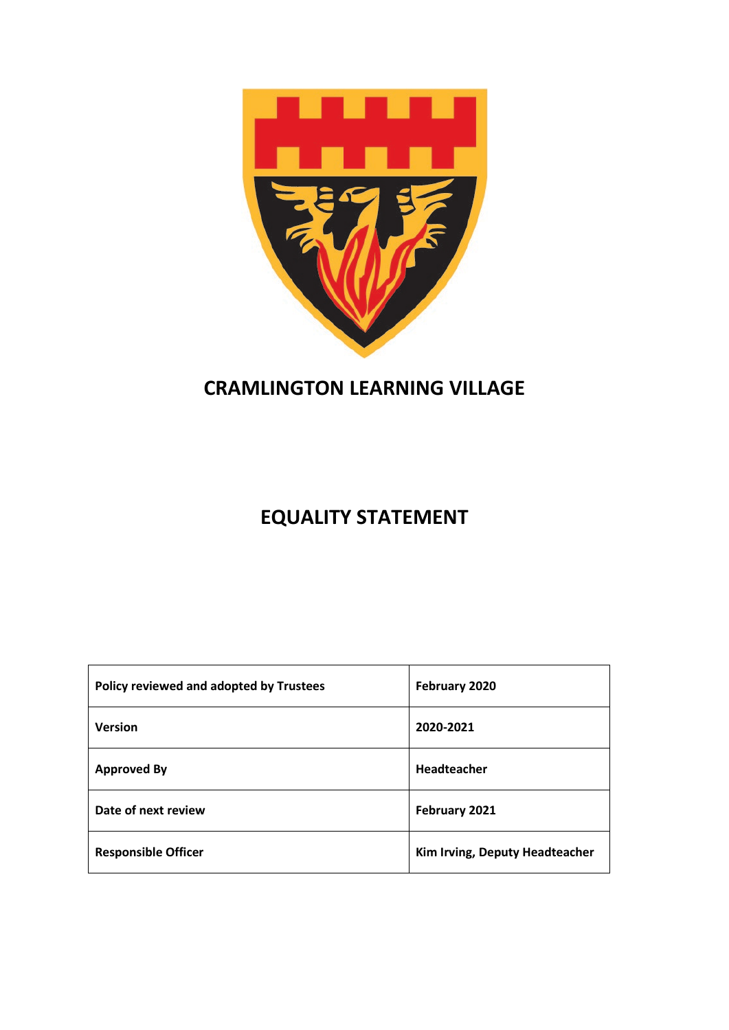# CRAMLINGTON LEARNING VILLAGE

# EQUALITY STATEMENT

| Policy reviewed and adopted by Trustees | February 2020 |
|---|---|
| Version | 2020-2021 |
| Approved By | Headteacher |
| Date of next review | February 2021 |
| Responsible Officer | Kim Irving, Deputy Headteacher |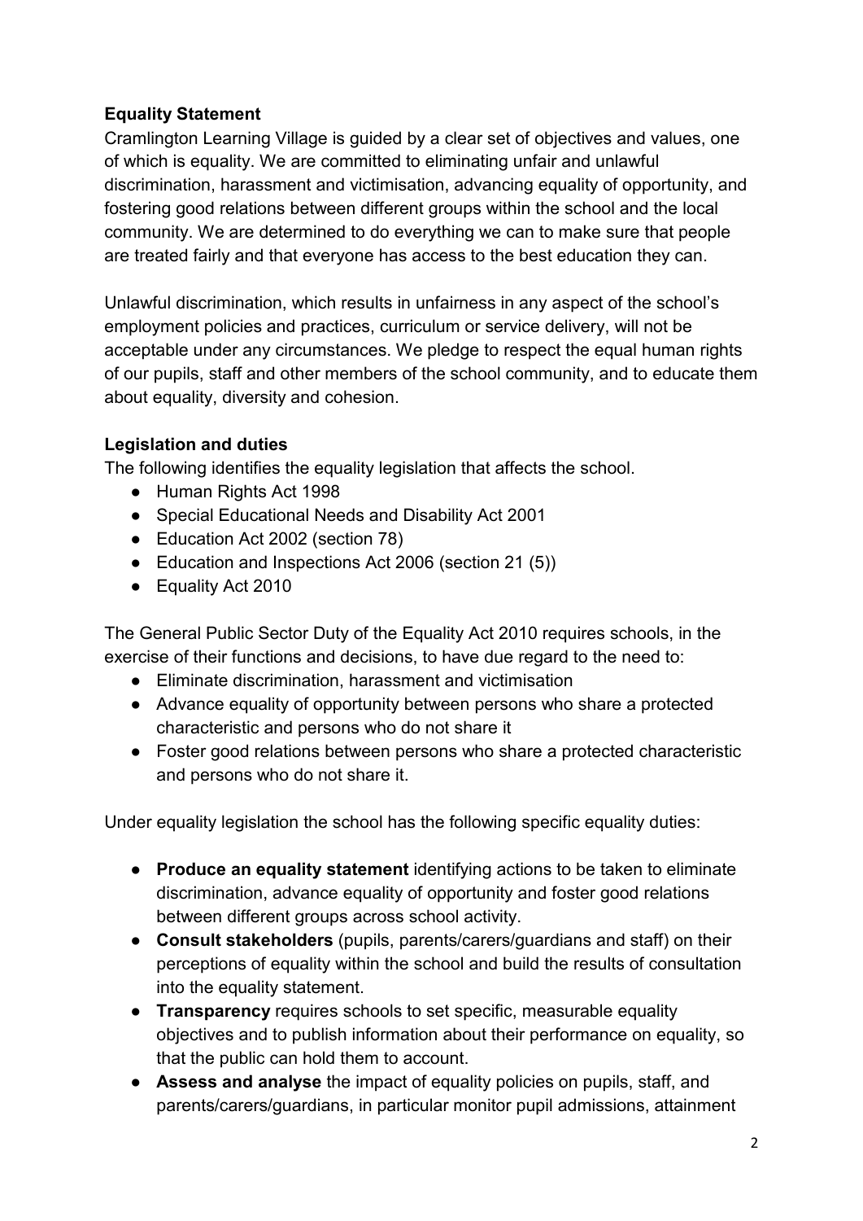## Equality Statement

Cramlington Learning Village is guided by a clear set of objectives and values, one of which is equality. We are committed to eliminating unfair and unlawful discrimination, harassment and victimisation, advancing equality of opportunity, and fostering good relations between different groups within the school and the local community. We are determined to do everything we can to make sure that people are treated fairly and that everyone has access to the best education they can.

Unlawful discrimination, which results in unfairness in any aspect of the school's employment policies and practices, curriculum or service delivery, will not be acceptable under any circumstances. We pledge to respect the equal human rights of our pupils, staff and other members of the school community, and to educate them about equality, diversity and cohesion.

## Legislation and duties

The following identifies the equality legislation that affects the school.

- Human Rights Act 1998
- Special Educational Needs and Disability Act 2001
- Education Act 2002 (section 78)
- Education and Inspections Act 2006 (section 21 (5))
- Equality Act 2010

The General Public Sector Duty of the Equality Act 2010 requires schools, in the exercise of their functions and decisions, to have due regard to the need to:

- Eliminate discrimination, harassment and victimisation
- Advance equality of opportunity between persons who share a protected characteristic and persons who do not share it
- Foster good relations between persons who share a protected characteristic and persons who do not share it.

Under equality legislation the school has the following specific equality duties:

- **Produce an equality statement** identifying actions to be taken to eliminate discrimination, advance equality of opportunity and foster good relations between different groups across school activity.
- **Consult stakeholders** (pupils, parents/carers/guardians and staff) on their perceptions of equality within the school and build the results of consultation into the equality statement.
- **Transparency** requires schools to set specific, measurable equality objectives and to publish information about their performance on equality, so that the public can hold them to account.
- **Assess and analyse** the impact of equality policies on pupils, staff, and parents/carers/guardians, in particular monitor pupil admissions, attainment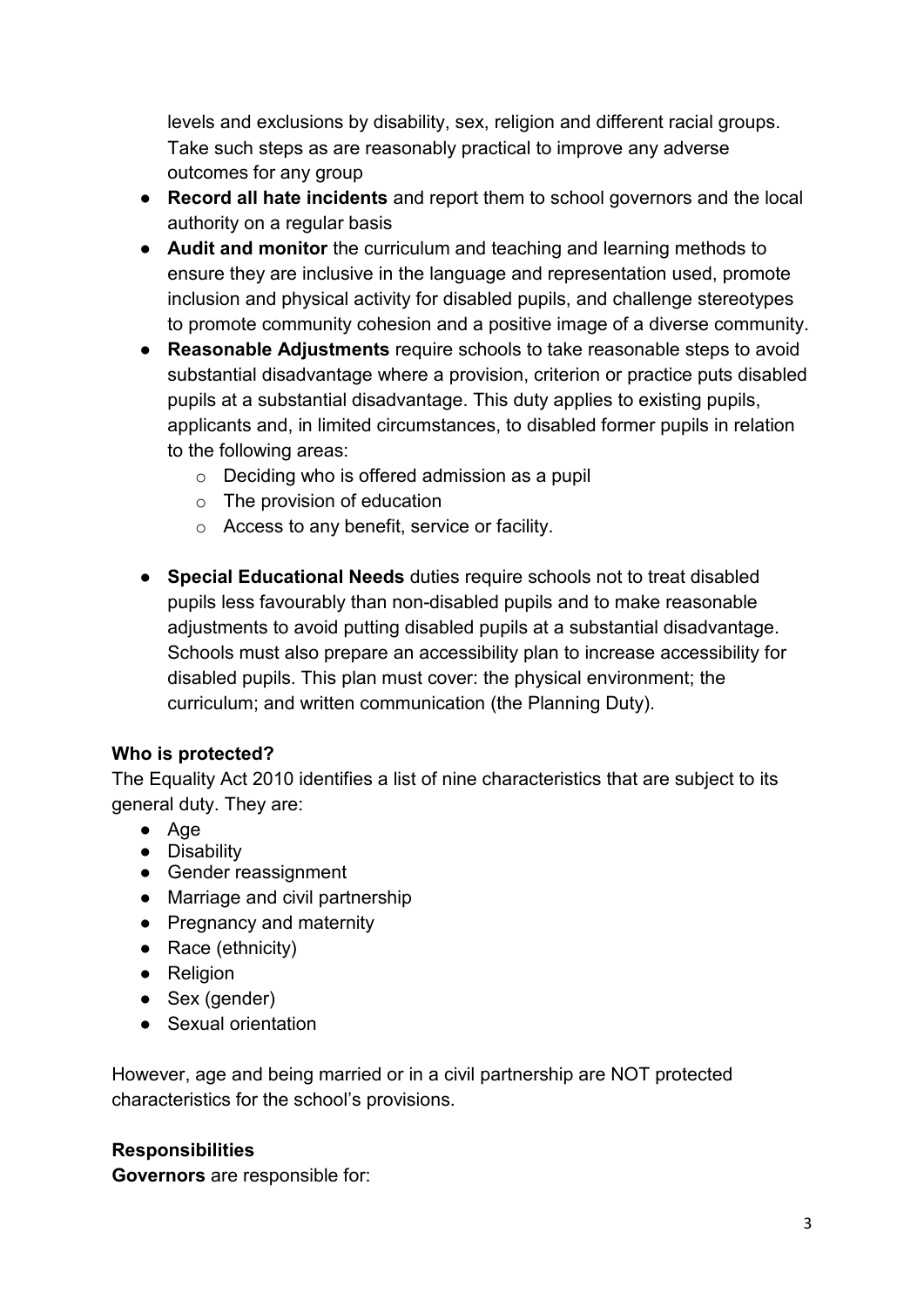levels and exclusions by disability, sex, religion and different racial groups. Take such steps as are reasonably practical to improve any adverse outcomes for any group

- **Record all hate incidents** and report them to school governors and the local authority on a regular basis
- **Audit and monitor** the curriculum and teaching and learning methods to ensure they are inclusive in the language and representation used, promote inclusion and physical activity for disabled pupils, and challenge stereotypes to promote community cohesion and a positive image of a diverse community.
- **Reasonable Adjustments** require schools to take reasonable steps to avoid substantial disadvantage where a provision, criterion or practice puts disabled pupils at a substantial disadvantage. This duty applies to existing pupils, applicants and, in limited circumstances, to disabled former pupils in relation to the following areas:
    - Deciding who is offered admission as a pupil
    - The provision of education
    - Access to any benefit, service or facility.
- **Special Educational Needs** duties require schools not to treat disabled pupils less favourably than non-disabled pupils and to make reasonable adjustments to avoid putting disabled pupils at a substantial disadvantage. Schools must also prepare an accessibility plan to increase accessibility for disabled pupils. This plan must cover: the physical environment; the curriculum; and written communication (the Planning Duty).

**Who is protected?**

The Equality Act 2010 identifies a list of nine characteristics that are subject to its general duty. They are:

- Age
- Disability
- Gender reassignment
- Marriage and civil partnership
- Pregnancy and maternity
- Race (ethnicity)
- Religion
- Sex (gender)
- Sexual orientation

However, age and being married or in a civil partnership are NOT protected characteristics for the school's provisions.

**Responsibilities**

**Governors** are responsible for: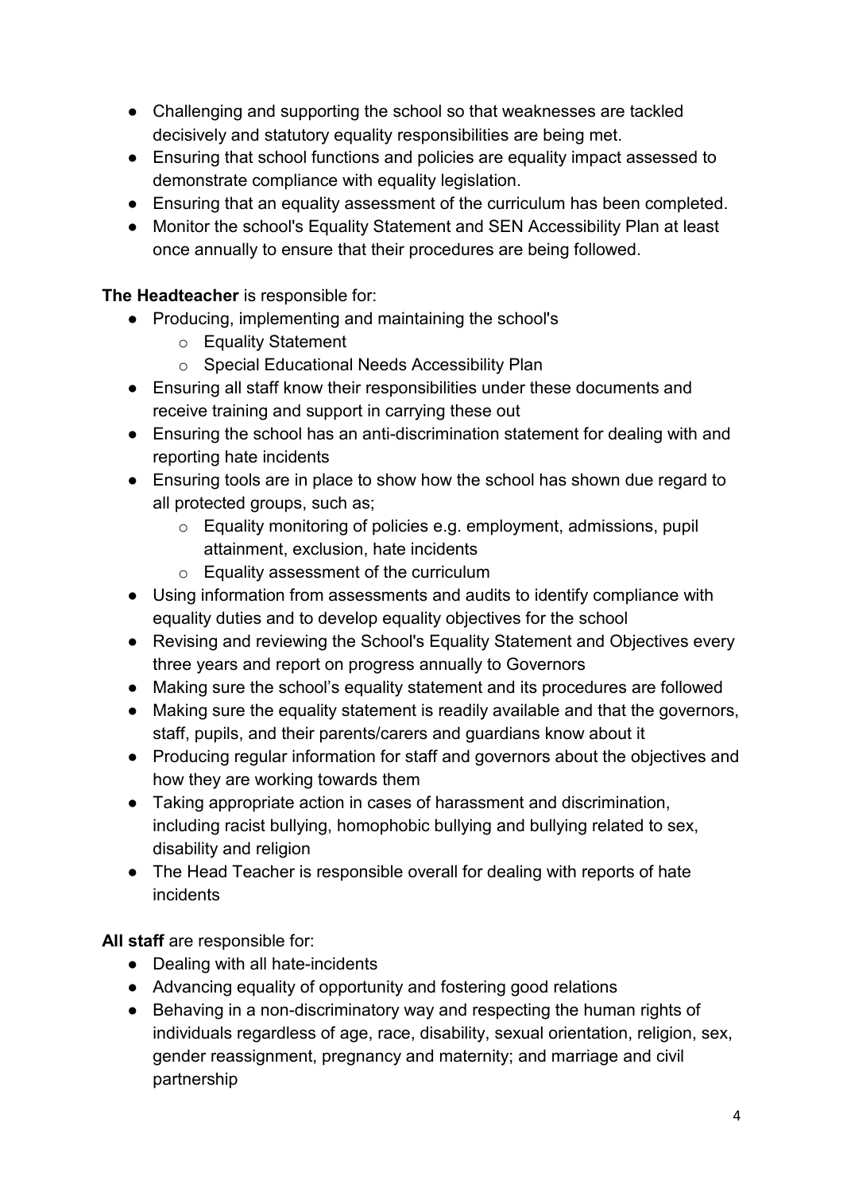- Challenging and supporting the school so that weaknesses are tackled decisively and statutory equality responsibilities are being met.
- Ensuring that school functions and policies are equality impact assessed to demonstrate compliance with equality legislation.
- Ensuring that an equality assessment of the curriculum has been completed.
- Monitor the school's Equality Statement and SEN Accessibility Plan at least once annually to ensure that their procedures are being followed.

**The Headteacher** is responsible for:

- Producing, implementing and maintaining the school's
  - Equality Statement
  - Special Educational Needs Accessibility Plan
- Ensuring all staff know their responsibilities under these documents and receive training and support in carrying these out
- Ensuring the school has an anti-discrimination statement for dealing with and reporting hate incidents
- Ensuring tools are in place to show how the school has shown due regard to all protected groups, such as;
  - Equality monitoring of policies e.g. employment, admissions, pupil attainment, exclusion, hate incidents
  - Equality assessment of the curriculum
- Using information from assessments and audits to identify compliance with equality duties and to develop equality objectives for the school
- Revising and reviewing the School's Equality Statement and Objectives every three years and report on progress annually to Governors
- Making sure the school's equality statement and its procedures are followed
- Making sure the equality statement is readily available and that the governors, staff, pupils, and their parents/carers and guardians know about it
- Producing regular information for staff and governors about the objectives and how they are working towards them
- Taking appropriate action in cases of harassment and discrimination, including racist bullying, homophobic bullying and bullying related to sex, disability and religion
- The Head Teacher is responsible overall for dealing with reports of hate incidents

**All staff** are responsible for:

- Dealing with all hate-incidents
- Advancing equality of opportunity and fostering good relations
- Behaving in a non-discriminatory way and respecting the human rights of individuals regardless of age, race, disability, sexual orientation, religion, sex, gender reassignment, pregnancy and maternity; and marriage and civil partnership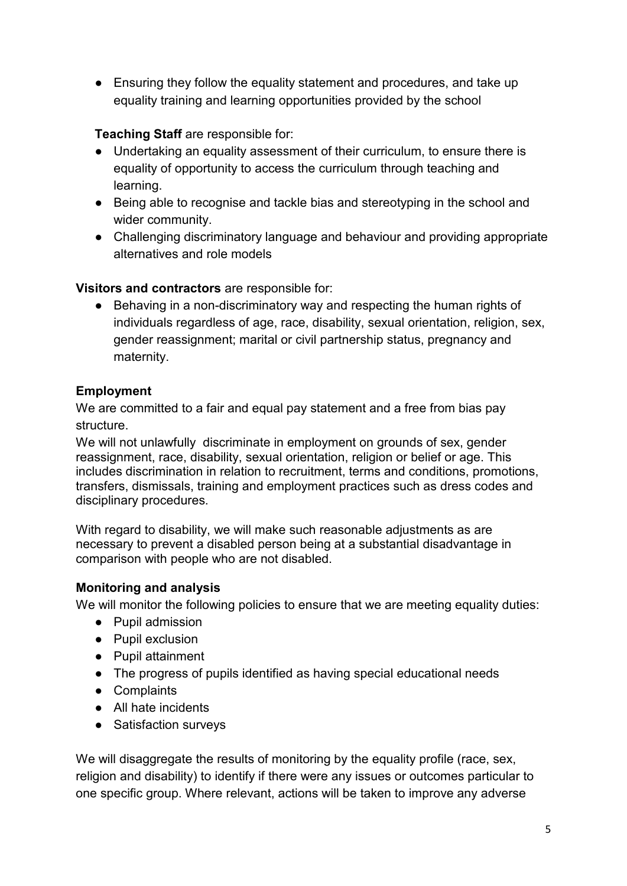- Ensuring they follow the equality statement and procedures, and take up equality training and learning opportunities provided by the school

**Teaching Staff** are responsible for:

- Undertaking an equality assessment of their curriculum, to ensure there is equality of opportunity to access the curriculum through teaching and learning.
- Being able to recognise and tackle bias and stereotyping in the school and wider community.
- Challenging discriminatory language and behaviour and providing appropriate alternatives and role models

**Visitors and contractors** are responsible for:

- Behaving in a non-discriminatory way and respecting the human rights of individuals regardless of age, race, disability, sexual orientation, religion, sex, gender reassignment; marital or civil partnership status, pregnancy and maternity.

**Employment**

We are committed to a fair and equal pay statement and a free from bias pay structure.

We will not unlawfully discriminate in employment on grounds of sex, gender reassignment, race, disability, sexual orientation, religion or belief or age. This includes discrimination in relation to recruitment, terms and conditions, promotions, transfers, dismissals, training and employment practices such as dress codes and disciplinary procedures.

With regard to disability, we will make such reasonable adjustments as are necessary to prevent a disabled person being at a substantial disadvantage in comparison with people who are not disabled.

**Monitoring and analysis**

We will monitor the following policies to ensure that we are meeting equality duties:

- Pupil admission
- Pupil exclusion
- Pupil attainment
- The progress of pupils identified as having special educational needs
- Complaints
- All hate incidents
- Satisfaction surveys

We will disaggregate the results of monitoring by the equality profile (race, sex, religion and disability) to identify if there were any issues or outcomes particular to one specific group. Where relevant, actions will be taken to improve any adverse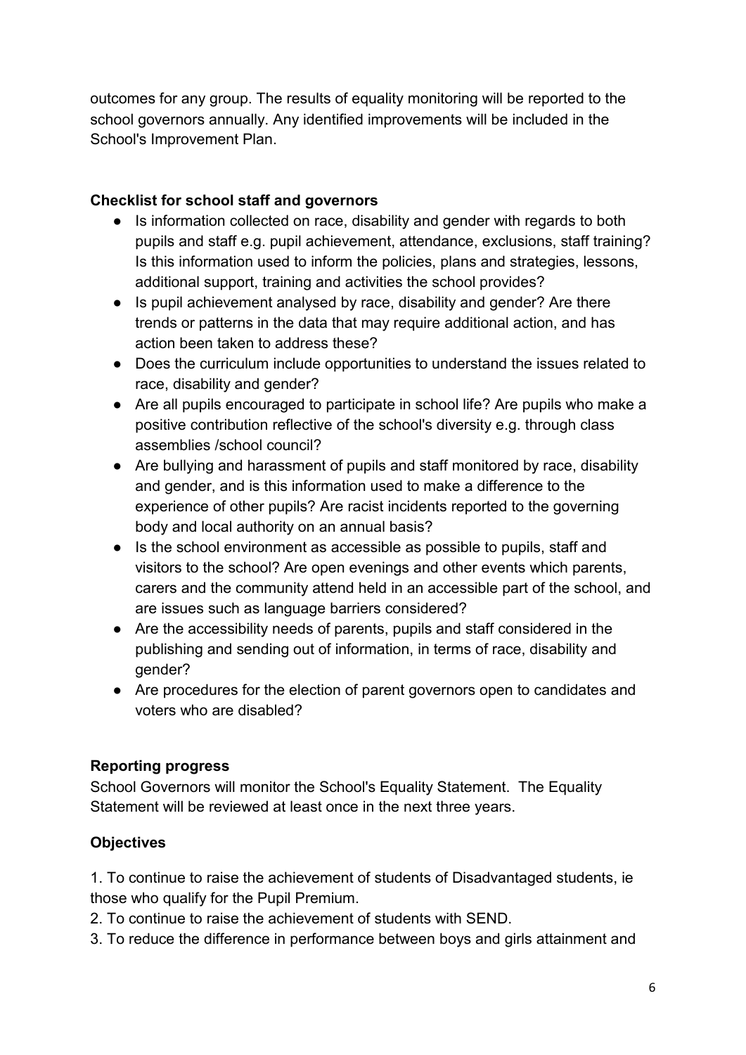outcomes for any group. The results of equality monitoring will be reported to the school governors annually. Any identified improvements will be included in the School's Improvement Plan.

**Checklist for school staff and governors**

- Is information collected on race, disability and gender with regards to both pupils and staff e.g. pupil achievement, attendance, exclusions, staff training? Is this information used to inform the policies, plans and strategies, lessons, additional support, training and activities the school provides?
- Is pupil achievement analysed by race, disability and gender? Are there trends or patterns in the data that may require additional action, and has action been taken to address these?
- Does the curriculum include opportunities to understand the issues related to race, disability and gender?
- Are all pupils encouraged to participate in school life? Are pupils who make a positive contribution reflective of the school's diversity e.g. through class assemblies /school council?
- Are bullying and harassment of pupils and staff monitored by race, disability and gender, and is this information used to make a difference to the experience of other pupils? Are racist incidents reported to the governing body and local authority on an annual basis?
- Is the school environment as accessible as possible to pupils, staff and visitors to the school? Are open evenings and other events which parents, carers and the community attend held in an accessible part of the school, and are issues such as language barriers considered?
- Are the accessibility needs of parents, pupils and staff considered in the publishing and sending out of information, in terms of race, disability and gender?
- Are procedures for the election of parent governors open to candidates and voters who are disabled?

**Reporting progress**

School Governors will monitor the School's Equality Statement. The Equality Statement will be reviewed at least once in the next three years.

**Objectives**

1. To continue to raise the achievement of students of Disadvantaged students, ie those who qualify for the Pupil Premium.
2. To continue to raise the achievement of students with SEND.
3. To reduce the difference in performance between boys and girls attainment and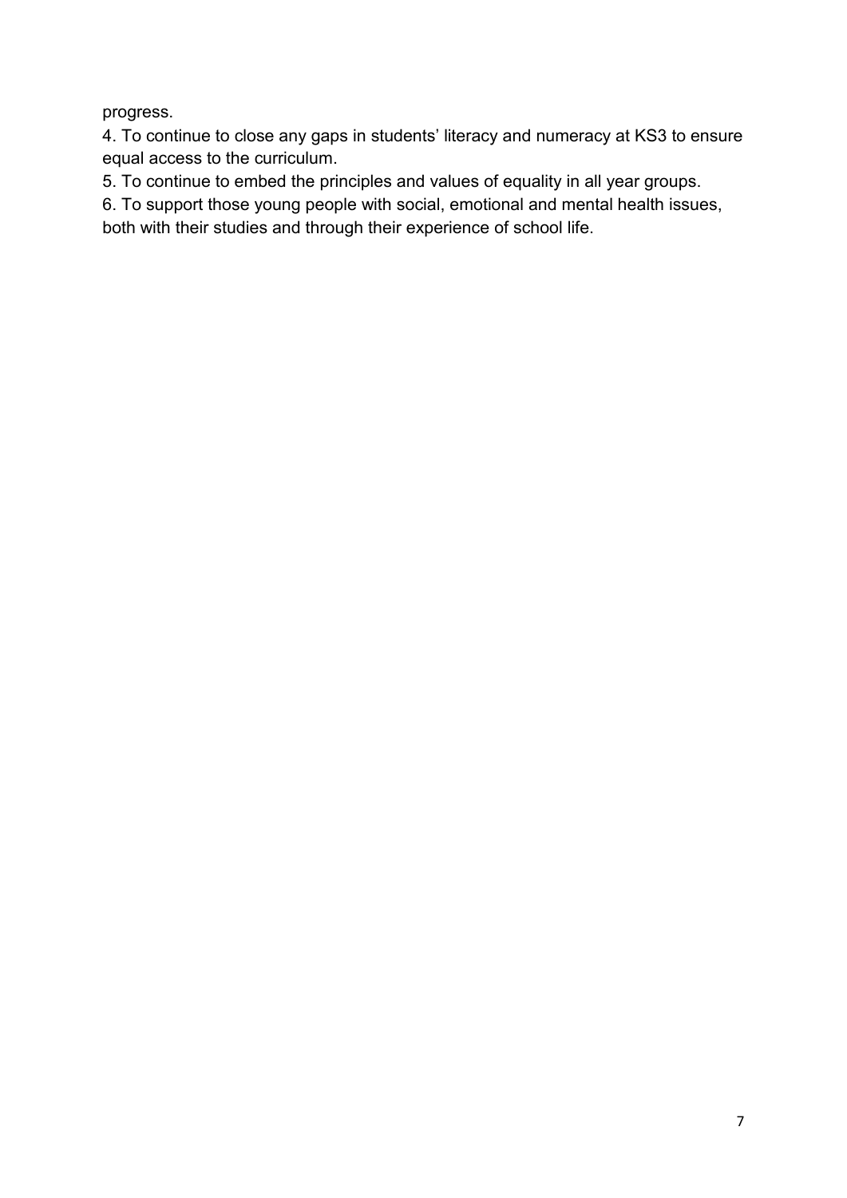progress.

4. To continue to close any gaps in students' literacy and numeracy at KS3 to ensure equal access to the curriculum.
5. To continue to embed the principles and values of equality in all year groups.
6. To support those young people with social, emotional and mental health issues, both with their studies and through their experience of school life.